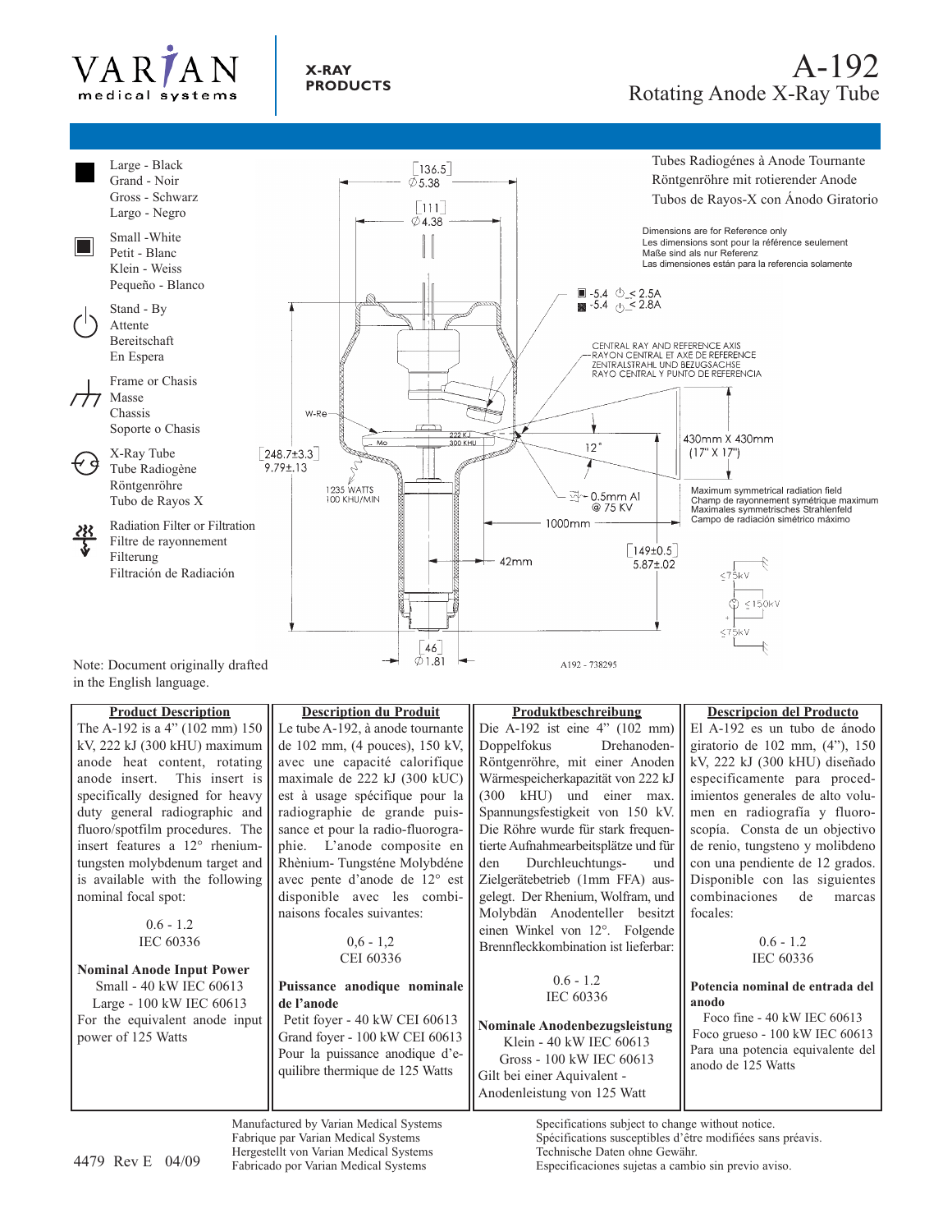VARIAN medical systems

**X-RAY PRODUCTS**

# A-192
## Rotating Anode X-Ray Tube

Tubes Radiogénes à Anode Tournante
Röntgenröhre mit rotierender Anode
Tubos de Rayos-X con Ánodo Giratorio

- Large - Black / Grand - Noir / Gross - Schwarz / Largo - Negro
- Small - White / Petit - Blanc / Klein - Weiss / Pequeño - Blanco
- Stand - By / Attente / Bereitschaft / En Espera
- Frame or Chasis / Masse / Chassis / Soporte o Chasis
- X-Ray Tube / Tube Radiogène / Röntgenröhre / Tubo de Rayos X
- Radiation Filter or Filtration / Filtre de rayonnement / Filterung / Filtración de Radiación

Dimensions are for Reference only
Les dimensions sont pour la référence seulement
Maße sind als nur Referenz
Las dimensiones están para la referencia solamente

136.5 / Ø5.38; 111 / Ø4.38; -5.4 < 2.5A; -5.4 < 2.8A; CENTRAL RAY AND REFERENCE AXIS / RAYON CENTRAL ET AXE DE REFERENCE / ZENTRALSTRAHL UND BEZUGSACHSE / RAYO CENTRAL Y PUNTO DE REFERENCIA; W-Re; Mo; 222 KJ 300 KHU; 12°; 430mm X 430mm (17" X 17"); 248.7±3.3 / 9.79±.13; 1235 WATTS 100 KHU/MIN; 0.5mm Al @ 75 KV; Maximum symmetrical radiation field / Champ de rayonnement symétrique maximum / Maximales symmetrisches Strahlenfeld / Campo de radiación simétrico máximo; 1000mm; 149±0.5 / 5.87±.02; 42mm; ≤75kV; ≤150kV; ≤75kV; 46 / Ø1.81; A192 - 738295

Note: Document originally drafted in the English language.

**Product Description**

The A-192 is a 4" (102 mm) 150 kV, 222 kJ (300 kHU) maximum anode heat content, rotating anode insert. This insert is specifically designed for heavy duty general radiographic and fluoro/spotfilm procedures. The insert features a 12° rhenium-tungsten molybdenum target and is available with the following nominal focal spot:

0.6 - 1.2
IEC 60336

**Nominal Anode Input Power**
Small - 40 kW IEC 60613
Large - 100 kW IEC 60613
For the equivalent anode input power of 125 Watts

**Description du Produit**

Le tube A-192, à anode tournante de 102 mm, (4 pouces), 150 kV, avec une capacité calorifique maximale de 222 kJ (300 kUC) est à usage spécifique pour la radiographie de grande puissance et pour la radio-fluorographie. L'anode composite en Rhènium- Tungsténe Molybdéne avec pente d'anode de 12° est disponible avec les combinaisons focales suivantes:

0,6 - 1,2
CEI 60336

**Puissance anodique nominale de l'anode**
Petit foyer - 40 kW CEI 60613
Grand foyer - 100 kW CEI 60613
Pour la puissance anodique d'equilibre thermique de 125 Watts

**Produktbeschreibung**

Die A-192 ist eine 4" (102 mm) Doppelfokus Drehanoden-Röntgenröhre, mit einer Anoden Wärmespeicherkapazität von 222 kJ (300 kHU) und einer max. Spannungsfestigkeit von 150 kV. Die Röhre wurde für stark frequentierte Aufnahmearbeitsplätze und für den Durchleuchtungs- und Zielgerätebetrieb (1mm FFA) ausgelegt. Der Rhenium, Wolfram, und Molybdän Anodenteller besitzt einen Winkel von 12°. Folgende Brennfleckkombination ist lieferbar:

0.6 - 1.2
IEC 60336

**Nominale Anodenbezugsleistung**
Klein - 40 kW IEC 60613
Gross - 100 kW IEC 60613
Gilt bei einer Aquivalent - Anodenleistung von 125 Watt

**Descripcion del Producto**

El A-192 es un tubo de ánodo giratorio de 102 mm, (4"), 150 kV, 222 kJ (300 kHU) diseñado especificamente para procedimientos generales de alto volumen en radiografía y fluoroscopía. Consta de un objectivo de renio, tungsteno y molibdeno con una pendiente de 12 grados. Disponible con las siguientes combinaciones de marcas focales:

0.6 - 1.2
IEC 60336

**Potencia nominal de entrada del anodo**
Foco fine - 40 kW IEC 60613
Foco grueso - 100 kW IEC 60613
Para una potencia equivalente del anodo de 125 Watts

4479 Rev E 04/09

Manufactured by Varian Medical Systems
Fabrique par Varian Medical Systems
Hergestellt von Varian Medical Systems
Fabricado por Varian Medical Systems

Specifications subject to change without notice.
Spécifications susceptibles d'être modifiées sans préavis.
Technische Daten ohne Gewähr.
Especificaciones sujetas a cambio sin previo aviso.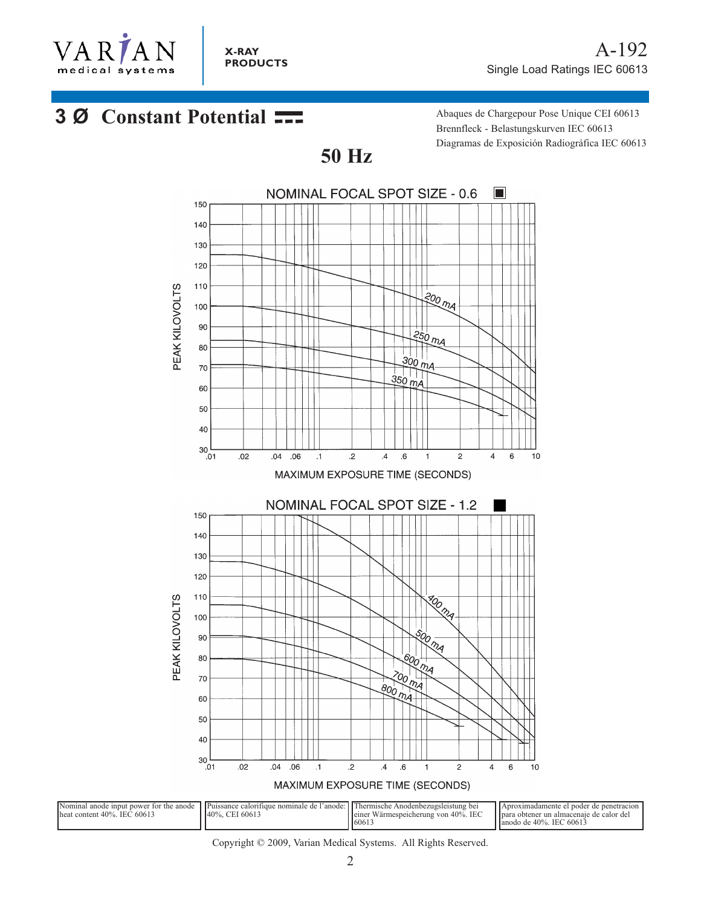# 3 Ø Constant Potential

Single Load Ratings IEC 60613

Abaques de Chargepour Pose Unique CEI 60613
Brennfleck - Belastungskurven IEC 60613
Diagramas de Exposición Radiográfica IEC 60613

## 50 Hz

NOMINAL FOCAL SPOT SIZE - 0.6

PEAK KILOVOLTS

200 mA
250 mA
300 mA
350 mA

MAXIMUM EXPOSURE TIME (SECONDS)

NOMINAL FOCAL SPOT SIZE - 1.2

PEAK KILOVOLTS

400 mA
500 mA
600 mA
700 mA
800 mA

MAXIMUM EXPOSURE TIME (SECONDS)

| Nominal anode input power for the anode heat content 40%. IEC 60613 | Puissance calorifique nominale de l'anode: 40%, CEI 60613 | Thermische Anodenbezugsleistung bei einer Wärmespeicherung von 40%. IEC 60613 | Aproximadamente el poder de penetracion para obtener un almacenaje de calor del anodo de 40%. IEC 60613 |
|---|---|---|---|

Copyright © 2009, Varian Medical Systems. All Rights Reserved.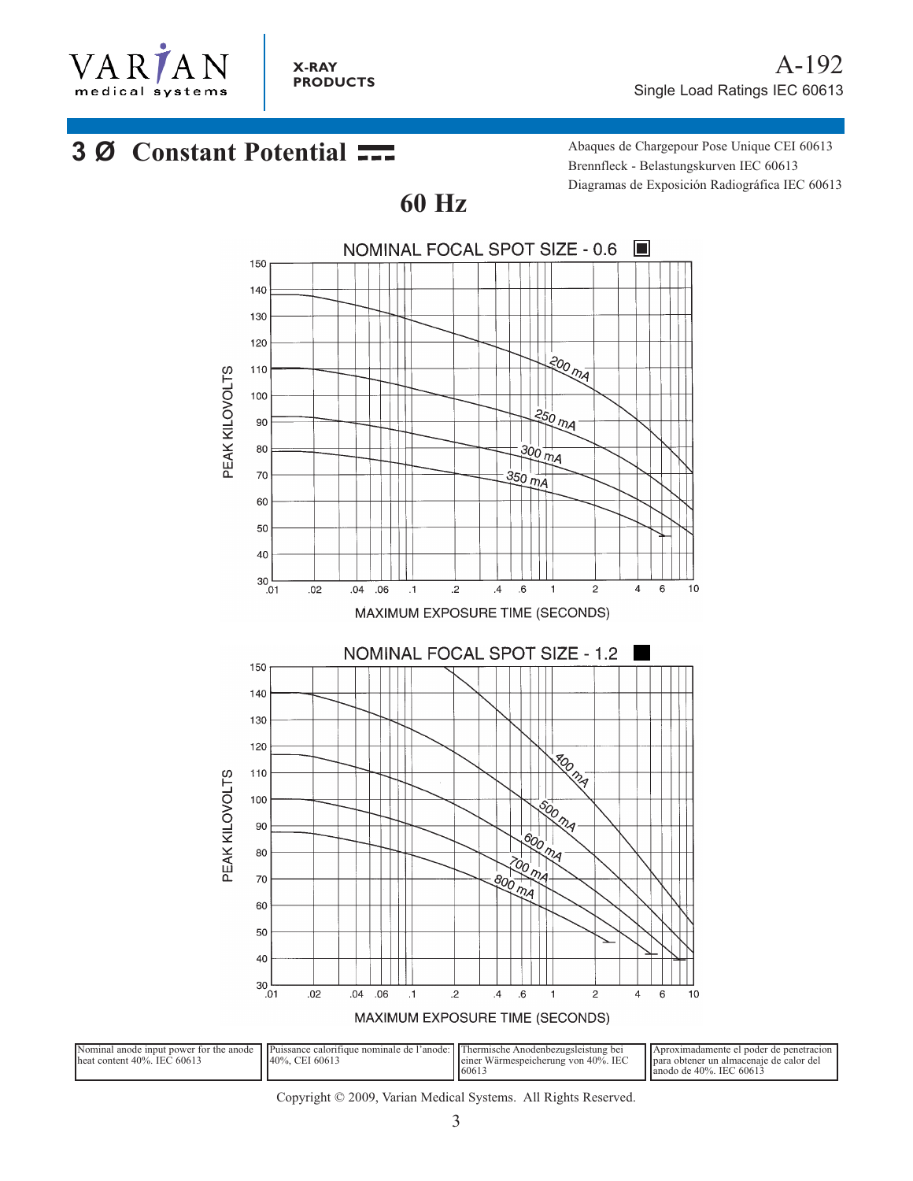# 3 Ø Constant Potential

A-192

Single Load Ratings IEC 60613

Abaques de Chargepour Pose Unique CEI 60613
Brennfleck - Belastungskurven IEC 60613
Diagramas de Exposición Radiográfica IEC 60613

## 60 Hz

NOMINAL FOCAL SPOT SIZE - 0.6

PEAK KILOVOLTS

200 mA, 250 mA, 300 mA, 350 mA

MAXIMUM EXPOSURE TIME (SECONDS)

NOMINAL FOCAL SPOT SIZE - 1.2

PEAK KILOVOLTS

400 mA, 500 mA, 600 mA, 700 mA, 800 mA

MAXIMUM EXPOSURE TIME (SECONDS)

| Nominal anode input power for the anode heat content 40%. IEC 60613 | Puissance calorifique nominale de l'anode: 40%, CEI 60613 | Thermische Anodenbezugsleistung bei einer Wärmespeicherung von 40%. IEC 60613 | Aproximadamente el poder de penetracion para obtener un almacenaje de calor del anodo de 40%. IEC 60613 |
|---|---|---|---|

Copyright © 2009, Varian Medical Systems. All Rights Reserved.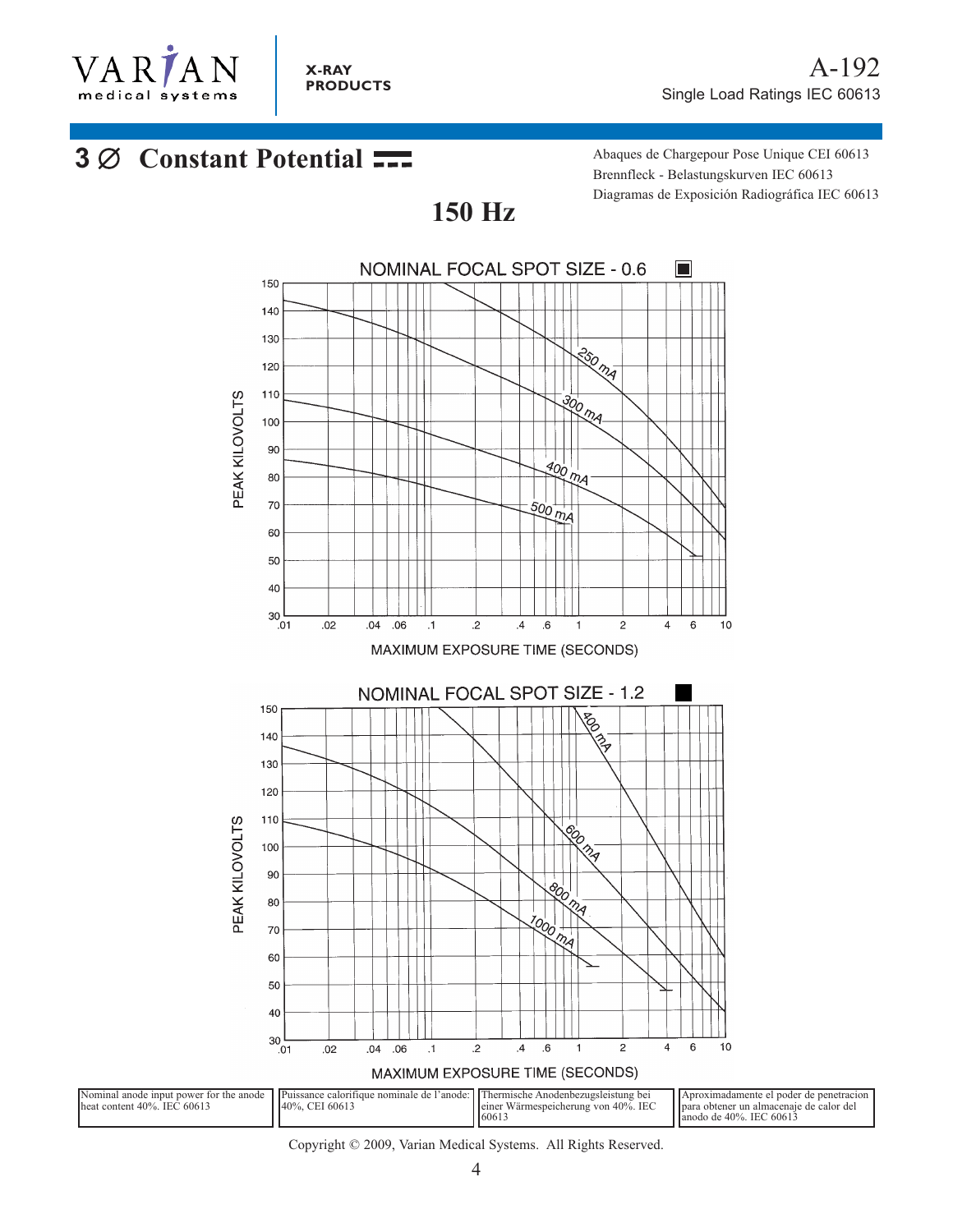# 3 ∅ Constant Potential ⎓

Abaques de Chargepour Pose Unique CEI 60613
Brennfleck - Belastungskurven IEC 60613
Diagramas de Exposición Radiográfica IEC 60613

## 150 Hz

NOMINAL FOCAL SPOT SIZE - 0.6

PEAK KILOVOLTS

150, 140, 130, 120, 110, 100, 90, 80, 70, 60, 50, 40, 30

250 mA
300 mA
400 mA
500 mA

.01 .02 .04 .06 .1 .2 .4 .6 1 2 4 6 10

MAXIMUM EXPOSURE TIME (SECONDS)

NOMINAL FOCAL SPOT SIZE - 1.2

PEAK KILOVOLTS

150, 140, 130, 120, 110, 100, 90, 80, 70, 60, 50, 40, 30

400 mA
600 mA
800 mA
1000 mA

.01 .02 .04 .06 .1 .2 .4 .6 1 2 4 6 10

MAXIMUM EXPOSURE TIME (SECONDS)

| Nominal anode input power for the anode heat content 40%. IEC 60613 | Puissance calorifique nominale de l'anode: 40%, CEI 60613 | Thermische Anodenbezugsleistung bei einer Wärmespeicherung von 40%. IEC 60613 | Aproximadamente el poder de penetracion para obtener un almacenaje de calor del anodo de 40%. IEC 60613 |
|---|---|---|---|

Copyright © 2009, Varian Medical Systems. All Rights Reserved.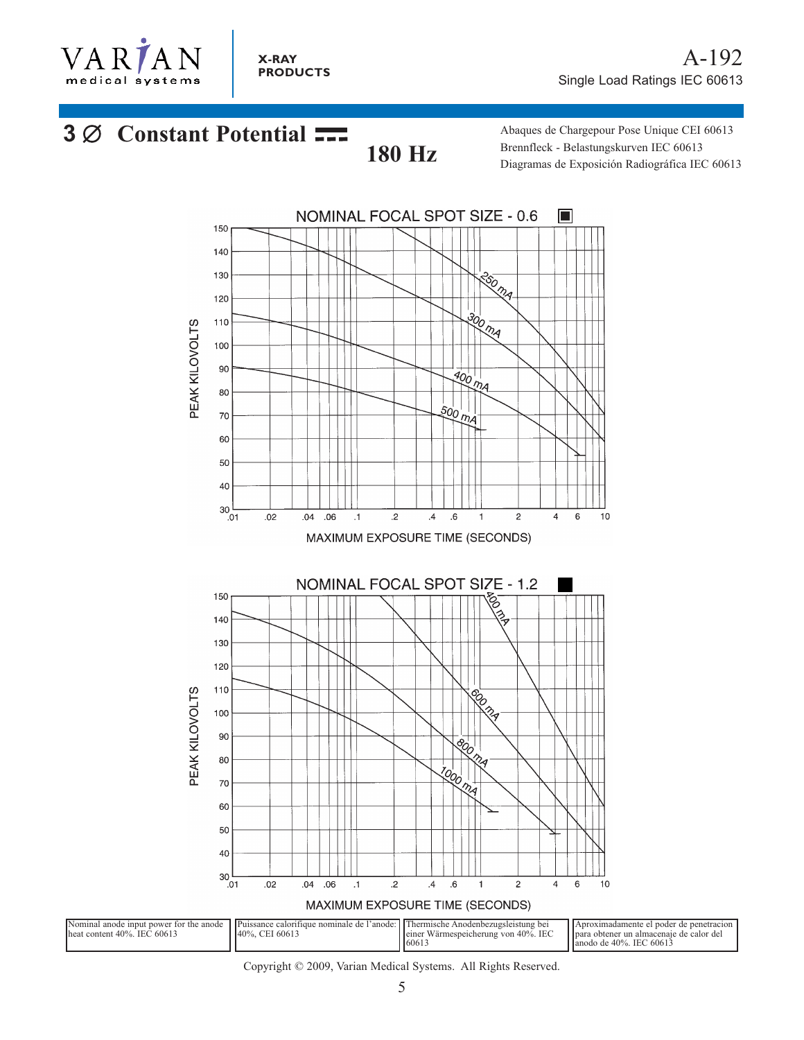# A-192

Single Load Ratings IEC 60613

## 3 ∅ Constant Potential

**180 Hz**

Abaques de Chargepour Pose Unique CEI 60613
Brennfleck - Belastungskurven IEC 60613
Diagramas de Exposición Radiográfica IEC 60613

NOMINAL FOCAL SPOT SIZE - 0.6

PEAK KILOVOLTS

250 mA, 300 mA, 400 mA, 500 mA

MAXIMUM EXPOSURE TIME (SECONDS)

NOMINAL FOCAL SPOT SIZE - 1.2

PEAK KILOVOLTS

400 mA, 600 mA, 800 mA, 1000 mA

MAXIMUM EXPOSURE TIME (SECONDS)

| Nominal anode input power for the anode heat content 40%. IEC 60613 | Puissance calorifique nominale de l'anode: 40%, CEI 60613 | Thermische Anodenbezugsleistung bei einer Wärmespeicherung von 40%. IEC 60613 | Aproximadamente el poder de penetracion para obtener un almacenaje de calor del anodo de 40%. IEC 60613 |
|---|---|---|---|

Copyright © 2009, Varian Medical Systems. All Rights Reserved.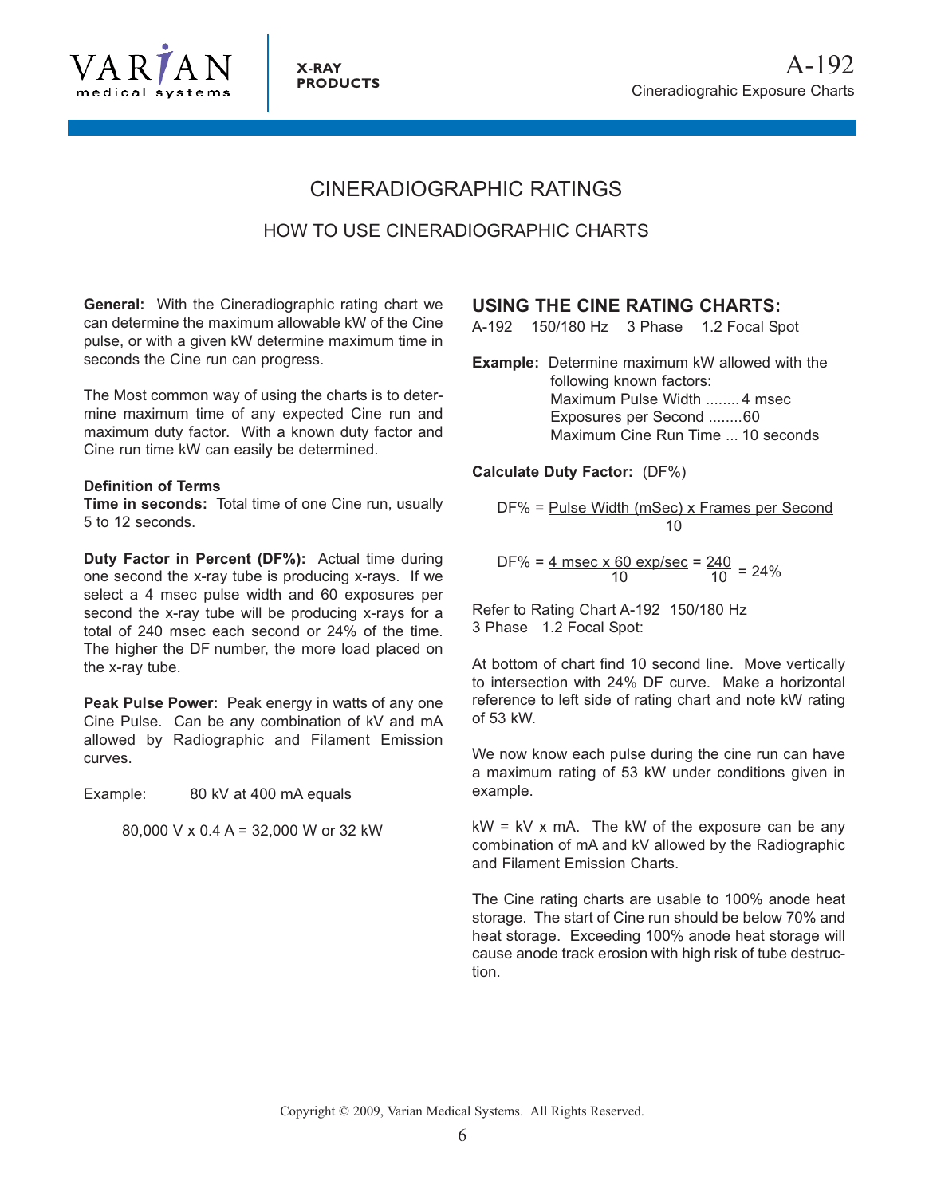# CINERADIOGRAPHIC RATINGS

## HOW TO USE CINERADIOGRAPHIC CHARTS

**General:** With the Cineradiographic rating chart we can determine the maximum allowable kW of the Cine pulse, or with a given kW determine maximum time in seconds the Cine run can progress.

The Most common way of using the charts is to determine maximum time of any expected Cine run and maximum duty factor. With a known duty factor and Cine run time kW can easily be determined.

**Definition of Terms**

**Time in seconds:** Total time of one Cine run, usually 5 to 12 seconds.

**Duty Factor in Percent (DF%):** Actual time during one second the x-ray tube is producing x-rays. If we select a 4 msec pulse width and 60 exposures per second the x-ray tube will be producing x-rays for a total of 240 msec each second or 24% of the time. The higher the DF number, the more load placed on the x-ray tube.

**Peak Pulse Power:** Peak energy in watts of any one Cine Pulse. Can be any combination of kV and mA allowed by Radiographic and Filament Emission curves.

Example: 80 kV at 400 mA equals

80,000 V x 0.4 A = 32,000 W or 32 kW

### USING THE CINE RATING CHARTS:

A-192 150/180 Hz 3 Phase 1.2 Focal Spot

**Example:** Determine maximum kW allowed with the following known factors:
- Maximum Pulse Width ........ 4 msec
- Exposures per Second ........60
- Maximum Cine Run Time ... 10 seconds

**Calculate Duty Factor:** (DF%)

$$\text{DF\%} = \frac{\text{Pulse Width (mSec) x Frames per Second}}{10}$$

$$\text{DF\%} = \frac{\text{4 msec x 60 exp/sec}}{10} = \frac{240}{10} = 24\%$$

Refer to Rating Chart A-192 150/180 Hz 3 Phase 1.2 Focal Spot:

At bottom of chart find 10 second line. Move vertically to intersection with 24% DF curve. Make a horizontal reference to left side of rating chart and note kW rating of 53 kW.

We now know each pulse during the cine run can have a maximum rating of 53 kW under conditions given in example.

kW = kV x mA. The kW of the exposure can be any combination of mA and kV allowed by the Radiographic and Filament Emission Charts.

The Cine rating charts are usable to 100% anode heat storage. The start of Cine run should be below 70% and heat storage. Exceeding 100% anode heat storage will cause anode track erosion with high risk of tube destruction.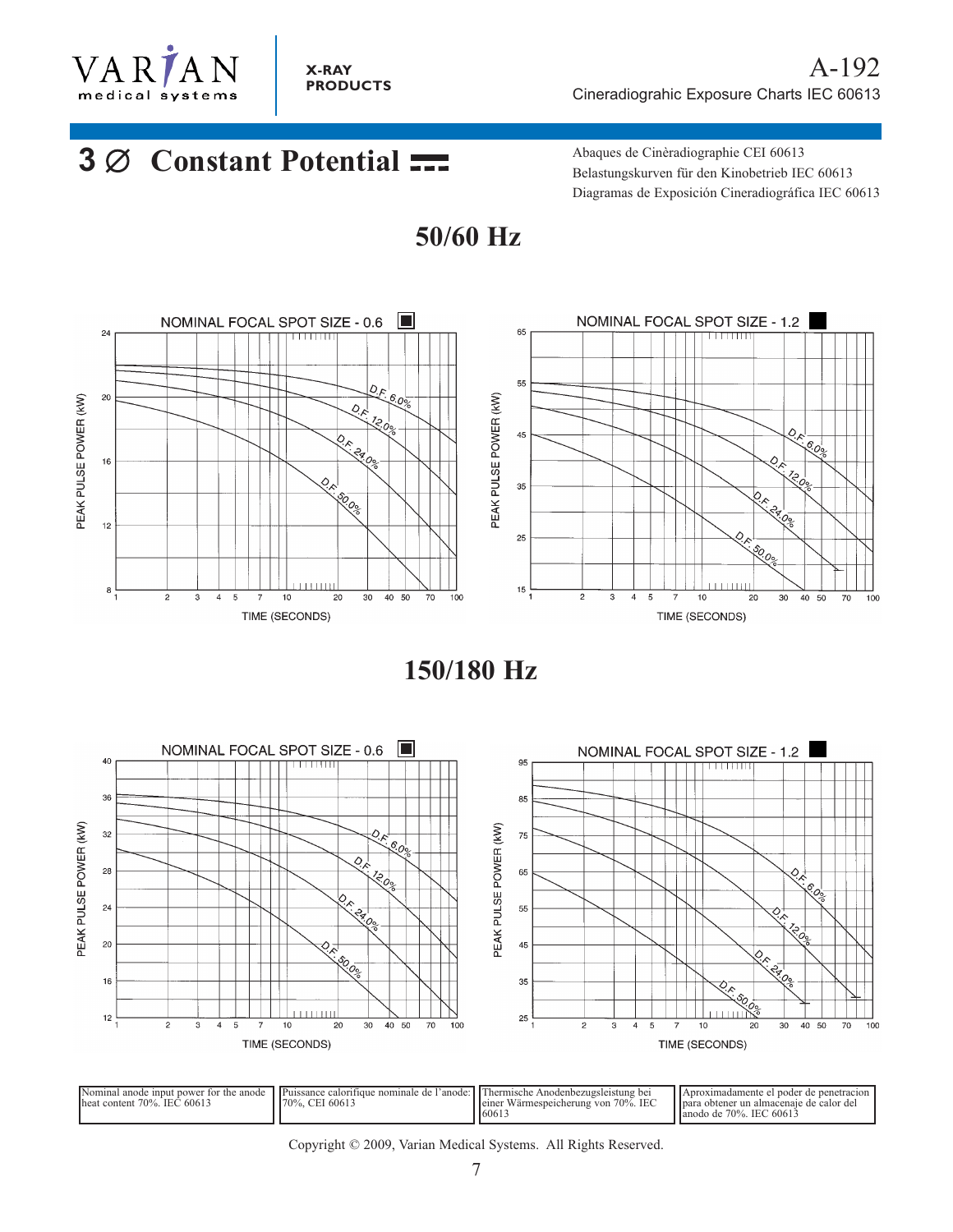# 3 ∅ Constant Potential

Abaques de Cinèradiographie CEI 60613
Belastungskurven für den Kinobetrieb IEC 60613
Diagramas de Exposición Cineradiográfica IEC 60613

## 50/60 Hz

NOMINAL FOCAL SPOT SIZE - 0.6

PEAK PULSE POWER (kW): 8, 12, 16, 20, 24

TIME (SECONDS): 1, 2, 3, 4, 5, 7, 10, 20, 30, 40, 50, 70, 100

D.F. 6.0%, D.F. 12.0%, D.F. 24.0%, D.F. 50.0%

NOMINAL FOCAL SPOT SIZE - 1.2

PEAK PULSE POWER (kW): 15, 25, 35, 45, 55, 65

TIME (SECONDS): 1, 2, 3, 4, 5, 7, 10, 20, 30, 40, 50, 70, 100

D.F. 6.0%, D.F. 12.0%, D.F. 24.0%, D.F. 50.0%

## 150/180 Hz

NOMINAL FOCAL SPOT SIZE - 0.6

PEAK PULSE POWER (kW): 12, 16, 20, 24, 28, 32, 36, 40

TIME (SECONDS): 1, 2, 3, 4, 5, 7, 10, 20, 30, 40, 50, 70, 100

D.F. 6.0%, D.F. 12.0%, D.F. 24.0%, D.F. 50.0%

NOMINAL FOCAL SPOT SIZE - 1.2

PEAK PULSE POWER (kW): 25, 35, 45, 55, 65, 75, 85, 95

TIME (SECONDS): 1, 2, 3, 4, 5, 7, 10, 20, 30, 40, 50, 70, 100

D.F. 6.0%, D.F. 12.0%, D.F. 24.0%, D.F. 50.0%

| Nominal anode input power for the anode heat content 70%. IEC 60613 | Puissance calorifique nominale de l'anode: 70%, CEI 60613 | Thermische Anodenbezugsleistung bei einer Wärmespeicherung von 70%. IEC 60613 | Aproximadamente el poder de penetracion para obtener un almacenaje de calor del anodo de 70%. IEC 60613 |
|---|---|---|---|

Copyright © 2009, Varian Medical Systems. All Rights Reserved.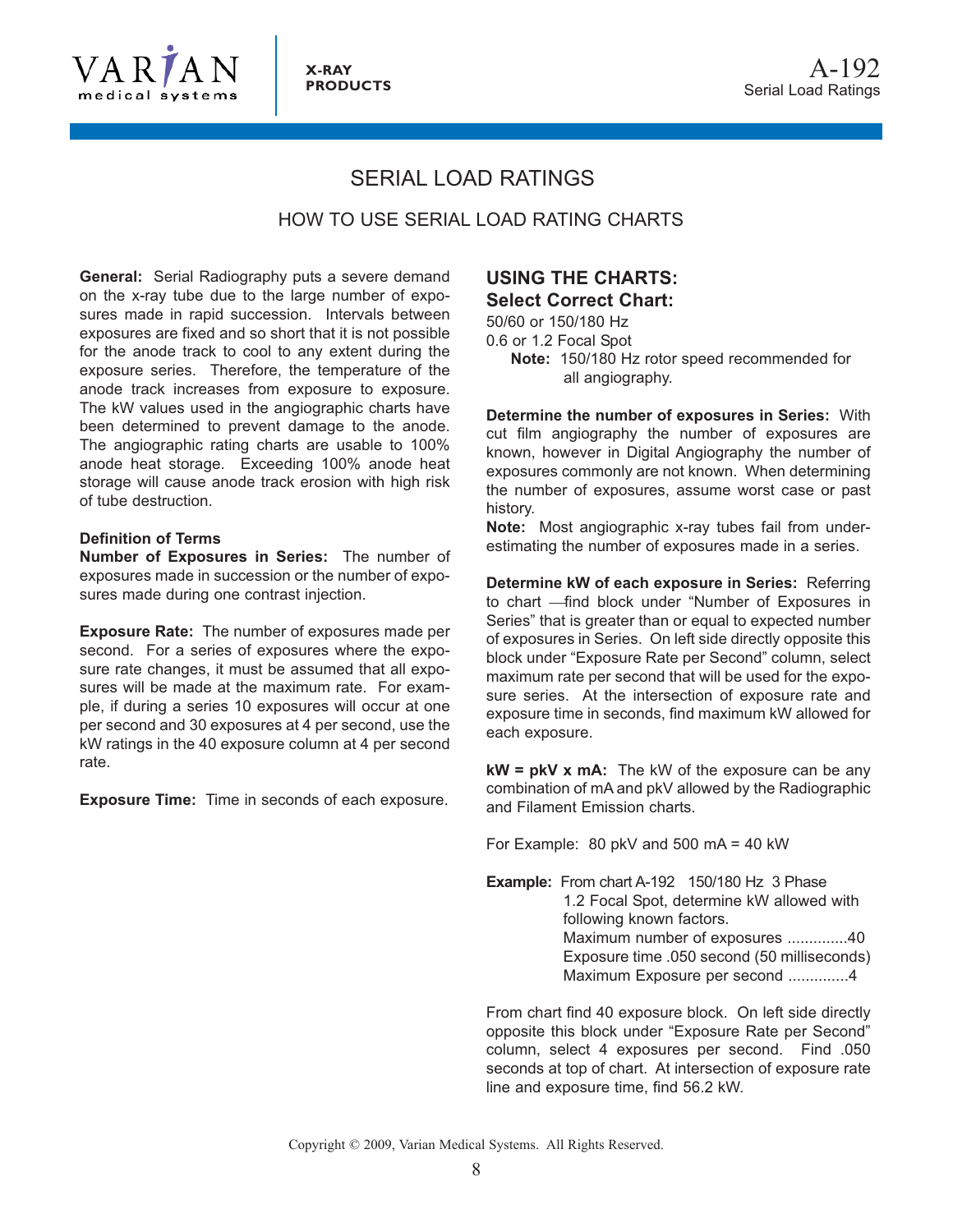# SERIAL LOAD RATINGS

## HOW TO USE SERIAL LOAD RATING CHARTS

**General:** Serial Radiography puts a severe demand on the x-ray tube due to the large number of exposures made in rapid succession. Intervals between exposures are fixed and so short that it is not possible for the anode track to cool to any extent during the exposure series. Therefore, the temperature of the anode track increases from exposure to exposure. The kW values used in the angiographic charts have been determined to prevent damage to the anode. The angiographic rating charts are usable to 100% anode heat storage. Exceeding 100% anode heat storage will cause anode track erosion with high risk of tube destruction.

**Definition of Terms**

**Number of Exposures in Series:** The number of exposures made in succession or the number of exposures made during one contrast injection.

**Exposure Rate:** The number of exposures made per second. For a series of exposures where the exposure rate changes, it must be assumed that all exposures will be made at the maximum rate. For example, if during a series 10 exposures will occur at one per second and 30 exposures at 4 per second, use the kW ratings in the 40 exposure column at 4 per second rate.

**Exposure Time:** Time in seconds of each exposure.

### USING THE CHARTS:

### Select Correct Chart:

50/60 or 150/180 Hz

0.6 or 1.2 Focal Spot

**Note:** 150/180 Hz rotor speed recommended for all angiography.

**Determine the number of exposures in Series:** With cut film angiography the number of exposures are known, however in Digital Angiography the number of exposures commonly are not known. When determining the number of exposures, assume worst case or past history.

**Note:** Most angiographic x-ray tubes fail from underestimating the number of exposures made in a series.

**Determine kW of each exposure in Series:** Referring to chart —find block under "Number of Exposures in Series" that is greater than or equal to expected number of exposures in Series. On left side directly opposite this block under "Exposure Rate per Second" column, select maximum rate per second that will be used for the exposure series. At the intersection of exposure rate and exposure time in seconds, find maximum kW allowed for each exposure.

**kW = pkV x mA:** The kW of the exposure can be any combination of mA and pkV allowed by the Radiographic and Filament Emission charts.

For Example: 80 pkV and 500 mA = 40 kW

**Example:** From chart A-192 150/180 Hz 3 Phase 1.2 Focal Spot, determine kW allowed with following known factors.

Maximum number of exposures ..............40

Exposure time .050 second (50 milliseconds)

Maximum Exposure per second ..............4

From chart find 40 exposure block. On left side directly opposite this block under "Exposure Rate per Second" column, select 4 exposures per second. Find .050 seconds at top of chart. At intersection of exposure rate line and exposure time, find 56.2 kW.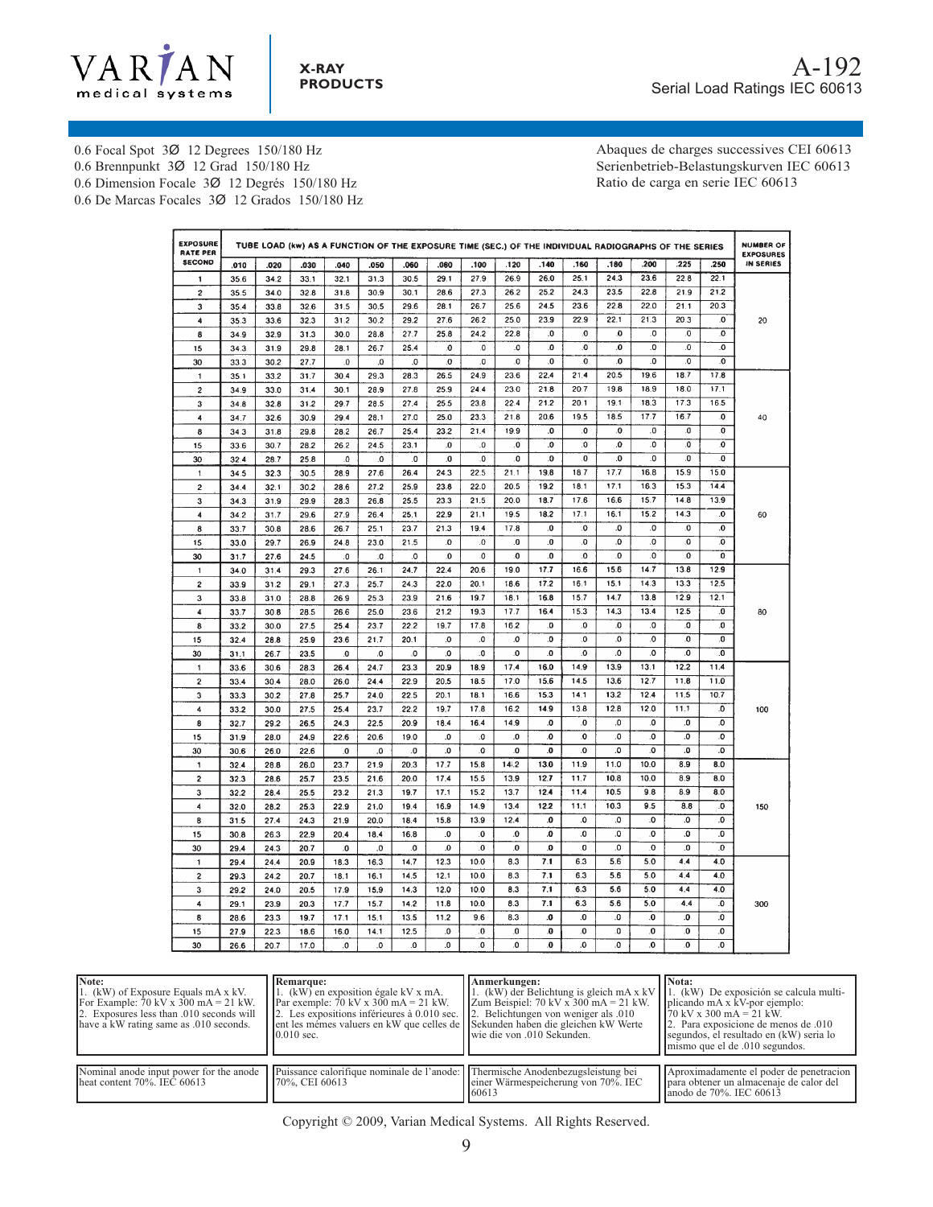# A-192

## Serial Load Ratings IEC 60613

0.6 Focal Spot 3Ø 12 Degrees 150/180 Hz
0.6 Brennpunkt 3Ø 12 Grad 150/180 Hz
0.6 Dimension Focale 3Ø 12 Degrés 150/180 Hz
0.6 De Marcas Focales 3Ø 12 Grados 150/180 Hz

Abaques de charges successives CEI 60613
Serienbetrieb-Belastungskurven IEC 60613
Ratio de carga en serie IEC 60613

| EXPOSURE RATE PER SECOND | TUBE LOAD (kw) AS A FUNCTION OF THE EXPOSURE TIME (SEC.) OF THE INDIVIDUAL RADIOGRAPHS OF THE SERIES | | | | | | | | | | | | | | | NUMBER OF EXPOSURES IN SERIES |
|---|---|---|---|---|---|---|---|---|---|---|---|---|---|---|---|---|
| | .010 | .020 | .030 | .040 | .050 | .060 | .080 | .100 | .120 | .140 | .160 | .180 | .200 | .225 | .250 | |
| 1 | 35.6 | 34.2 | 33.1 | 32.1 | 31.3 | 30.5 | 29.1 | 27.9 | 26.9 | 26.0 | 25.1 | 24.3 | 23.6 | 22.8 | 22.1 | 20 |
| 2 | 35.5 | 34.0 | 32.8 | 31.8 | 30.9 | 30.1 | 28.6 | 27.3 | 26.2 | 25.2 | 24.3 | 23.5 | 22.8 | 21.9 | 21.2 | |
| 3 | 35.4 | 33.8 | 32.6 | 31.5 | 30.5 | 29.6 | 28.1 | 26.7 | 25.6 | 24.5 | 23.6 | 22.8 | 22.0 | 21.1 | 20.3 | |
| 4 | 35.3 | 33.6 | 32.3 | 31.2 | 30.2 | 29.2 | 27.6 | 26.2 | 25.0 | 23.9 | 22.9 | 22.1 | 21.3 | 20.3 | .0 | |
| 8 | 34.9 | 32.9 | 31.3 | 30.0 | 28.8 | 27.7 | 25.8 | 24.2 | 22.8 | .0 | .0 | .0 | .0 | .0 | .0 | |
| 15 | 34.3 | 31.9 | 29.8 | 28.1 | 26.7 | 25.4 | .0 | .0 | .0 | .0 | .0 | .0 | .0 | .0 | .0 | |
| 30 | 33.3 | 30.2 | 27.7 | .0 | .0 | .0 | .0 | .0 | .0 | .0 | .0 | .0 | .0 | .0 | .0 | |
| 1 | 35.1 | 33.2 | 31.7 | 30.4 | 29.3 | 28.3 | 26.5 | 24.9 | 23.6 | 22.4 | 21.4 | 20.5 | 19.6 | 18.7 | 17.8 | 40 |
| 2 | 34.9 | 33.0 | 31.4 | 30.1 | 28.9 | 27.8 | 25.9 | 24.4 | 23.0 | 21.8 | 20.7 | 19.8 | 18.9 | 18.0 | 17.1 | |
| 3 | 34.8 | 32.8 | 31.2 | 29.7 | 28.5 | 27.4 | 25.5 | 23.8 | 22.4 | 21.2 | 20.1 | 19.1 | 18.3 | 17.3 | 16.5 | |
| 4 | 34.7 | 32.6 | 30.9 | 29.4 | 28.1 | 27.0 | 25.0 | 23.3 | 21.8 | 20.6 | 19.5 | 18.5 | 17.7 | 16.7 | .0 | |
| 8 | 34.3 | 31.8 | 29.8 | 28.2 | 26.7 | 25.4 | 23.2 | 21.4 | 19.9 | .0 | .0 | .0 | .0 | .0 | .0 | |
| 15 | 33.6 | 30.7 | 28.2 | 26.2 | 24.5 | 23.1 | .0 | .0 | .0 | .0 | .0 | .0 | .0 | .0 | .0 | |
| 30 | 32.4 | 28.7 | 25.8 | .0 | .0 | .0 | .0 | .0 | .0 | .0 | .0 | .0 | .0 | .0 | .0 | |
| 1 | 34.5 | 32.3 | 30.5 | 28.9 | 27.6 | 26.4 | 24.3 | 22.5 | 21.1 | 19.8 | 18.7 | 17.7 | 16.8 | 15.9 | 15.0 | 60 |
| 2 | 34.4 | 32.1 | 30.2 | 28.6 | 27.2 | 25.9 | 23.8 | 22.0 | 20.5 | 19.2 | 18.1 | 17.1 | 16.3 | 15.3 | 14.4 | |
| 3 | 34.3 | 31.9 | 29.9 | 28.3 | 26.8 | 25.5 | 23.3 | 21.5 | 20.0 | 18.7 | 17.6 | 16.6 | 15.7 | 14.8 | 13.9 | |
| 4 | 34.2 | 31.7 | 29.6 | 27.9 | 26.4 | 25.1 | 22.9 | 21.1 | 19.5 | 18.2 | 17.1 | 16.1 | 15.2 | 14.3 | .0 | |
| 8 | 33.7 | 30.8 | 28.6 | 26.7 | 25.1 | 23.7 | 21.3 | 19.4 | 17.8 | .0 | .0 | .0 | .0 | .0 | .0 | |
| 15 | 33.0 | 29.7 | 26.9 | 24.8 | 23.0 | 21.5 | .0 | .0 | .0 | .0 | .0 | .0 | .0 | .0 | .0 | |
| 30 | 31.7 | 27.6 | 24.5 | .0 | .0 | .0 | .0 | .0 | .0 | .0 | .0 | .0 | .0 | .0 | .0 | |
| 1 | 34.0 | 31.4 | 29.3 | 27.6 | 26.1 | 24.7 | 22.4 | 20.6 | 19.0 | 17.7 | 16.6 | 15.6 | 14.7 | 13.8 | 12.9 | 80 |
| 2 | 33.9 | 31.2 | 29.1 | 27.3 | 25.7 | 24.3 | 22.0 | 20.1 | 18.6 | 17.2 | 16.1 | 15.1 | 14.3 | 13.3 | 12.5 | |
| 3 | 33.8 | 31.0 | 28.8 | 26.9 | 25.3 | 23.9 | 21.6 | 19.7 | 18.1 | 16.8 | 15.7 | 14.7 | 13.8 | 12.9 | 12.1 | |
| 4 | 33.7 | 30.8 | 28.5 | 26.6 | 25.0 | 23.6 | 21.2 | 19.3 | 17.7 | 16.4 | 15.3 | 14.3 | 13.4 | 12.5 | .0 | |
| 8 | 33.2 | 30.0 | 27.5 | 25.4 | 23.7 | 22.2 | 19.7 | 17.8 | 16.2 | .0 | .0 | .0 | .0 | .0 | .0 | |
| 15 | 32.4 | 28.8 | 25.9 | 23.6 | 21.7 | 20.1 | .0 | .0 | .0 | .0 | .0 | .0 | .0 | .0 | .0 | |
| 30 | 31.1 | 26.7 | 23.5 | .0 | .0 | .0 | .0 | .0 | .0 | .0 | .0 | .0 | .0 | .0 | .0 | |
| 1 | 33.6 | 30.6 | 28.3 | 26.4 | 24.7 | 23.3 | 20.9 | 18.9 | 17.4 | 16.0 | 14.9 | 13.9 | 13.1 | 12.2 | 11.4 | 100 |
| 2 | 33.4 | 30.4 | 28.0 | 26.0 | 24.4 | 22.9 | 20.5 | 18.5 | 17.0 | 15.6 | 14.5 | 13.6 | 12.7 | 11.8 | 11.0 | |
| 3 | 33.3 | 30.2 | 27.8 | 25.7 | 24.0 | 22.5 | 20.1 | 18.1 | 16.6 | 15.3 | 14.1 | 13.2 | 12.4 | 11.5 | 10.7 | |
| 4 | 33.2 | 30.0 | 27.5 | 25.4 | 23.7 | 22.2 | 19.7 | 17.8 | 16.2 | 14.9 | 13.8 | 12.8 | 12.0 | 11.1 | .0 | |
| 8 | 32.7 | 29.2 | 26.5 | 24.3 | 22.5 | 20.9 | 18.4 | 16.4 | 14.9 | .0 | .0 | .0 | .0 | .0 | .0 | |
| 15 | 31.9 | 28.0 | 24.9 | 22.6 | 20.6 | 19.0 | .0 | .0 | .0 | .0 | .0 | .0 | .0 | .0 | .0 | |
| 30 | 30.6 | 26.0 | 22.6 | .0 | .0 | .0 | .0 | .0 | .0 | .0 | .0 | .0 | .0 | .0 | .0 | |
| 1 | 32.4 | 28.8 | 26.0 | 23.7 | 21.9 | 20.3 | 17.7 | 15.8 | 14.2 | 13.0 | 11.9 | 11.0 | 10.0 | 8.9 | 8.0 | 150 |
| 2 | 32.3 | 28.6 | 25.7 | 23.5 | 21.6 | 20.0 | 17.4 | 15.5 | 13.9 | 12.7 | 11.7 | 10.8 | 10.0 | 8.9 | 8.0 | |
| 3 | 32.2 | 28.4 | 25.5 | 23.2 | 21.3 | 19.7 | 17.1 | 15.2 | 13.7 | 12.4 | 11.4 | 10.5 | 9.8 | 8.9 | 8.0 | |
| 4 | 32.0 | 28.2 | 25.3 | 22.9 | 21.0 | 19.4 | 16.9 | 14.9 | 13.4 | 12.2 | 11.1 | 10.3 | 9.5 | 8.8 | .0 | |
| 8 | 31.5 | 27.4 | 24.3 | 21.9 | 20.0 | 18.4 | 15.8 | 13.9 | 12.4 | .0 | .0 | .0 | .0 | .0 | .0 | |
| 15 | 30.8 | 26.3 | 22.9 | 20.4 | 18.4 | 16.8 | .0 | .0 | .0 | .0 | .0 | .0 | .0 | .0 | .0 | |
| 30 | 29.4 | 24.3 | 20.7 | .0 | .0 | .0 | .0 | .0 | .0 | .0 | .0 | .0 | .0 | .0 | .0 | |
| 1 | 29.4 | 24.4 | 20.9 | 18.3 | 16.3 | 14.7 | 12.3 | 10.0 | 8.3 | 7.1 | 6.3 | 5.6 | 5.0 | 4.4 | 4.0 | 300 |
| 2 | 29.3 | 24.2 | 20.7 | 18.1 | 16.1 | 14.5 | 12.1 | 10.0 | 8.3 | 7.1 | 6.3 | 5.6 | 5.0 | 4.4 | 4.0 | |
| 3 | 29.2 | 24.0 | 20.5 | 17.9 | 15.9 | 14.3 | 12.0 | 10.0 | 8.3 | 7.1 | 6.3 | 5.6 | 5.0 | 4.4 | 4.0 | |
| 4 | 29.1 | 23.9 | 20.3 | 17.7 | 15.7 | 14.2 | 11.8 | 10.0 | 8.3 | 7.1 | 6.3 | 5.6 | 5.0 | 4.4 | .0 | |
| 8 | 28.6 | 23.3 | 19.7 | 17.1 | 15.1 | 13.5 | 11.2 | 9.6 | 8.3 | .0 | .0 | .0 | .0 | .0 | .0 | |
| 15 | 27.9 | 22.3 | 18.6 | 16.0 | 14.1 | 12.5 | .0 | .0 | .0 | .0 | .0 | .0 | .0 | .0 | .0 | |
| 30 | 26.6 | 20.7 | 17.0 | .0 | .0 | .0 | .0 | .0 | .0 | .0 | .0 | .0 | .0 | .0 | .0 | |

| Note: | Remarque: | Anmerkungen: | Nota: |
|---|---|---|---|
| 1. (kW) of Exposure Equals mA x kV. For Example: 70 kV x 300 mA = 21 kW. 2. Exposures less than .010 seconds will have a kW rating same as .010 seconds. | 1. (kW) en exposition égale kV x mA. Par exemple: 70 kV x 300 mA = 21 kW. 2. Les expositions inférieures à 0.010 sec. ent les mêmes valuers en kW que celles de 0.010 sec. | 1. (kW) der Belichtung is gleich mA x kV Zum Beispiel: 70 kV x 300 mA = 21 kW. 2. Belichtungen von weniger als .010 Sekunden haben die gleichen kW Werte wie die von .010 Sekunden. | 1. (kW) De exposición se calcula multiplicando mA x kV-por ejemplo: 70 kV x 300 mA = 21 kW. 2. Para exposicione de menos de .010 segundos, el resultado en (kW) seria lo mismo que el de .010 segundos. |

| | | | |
|---|---|---|---|
| Nominal anode input power for the anode heat content 70%. IEC 60613 | Puissance calorifique nominale de l'anode: 70%, CEI 60613 | Thermische Anodenbezugsleistung bei einer Wärmespeicherung von 70%. IEC 60613 | Aproximadamente el poder de penetracion para obtener un almacenaje de calor del anodo de 70%. IEC 60613 |

Copyright © 2009, Varian Medical Systems. All Rights Reserved.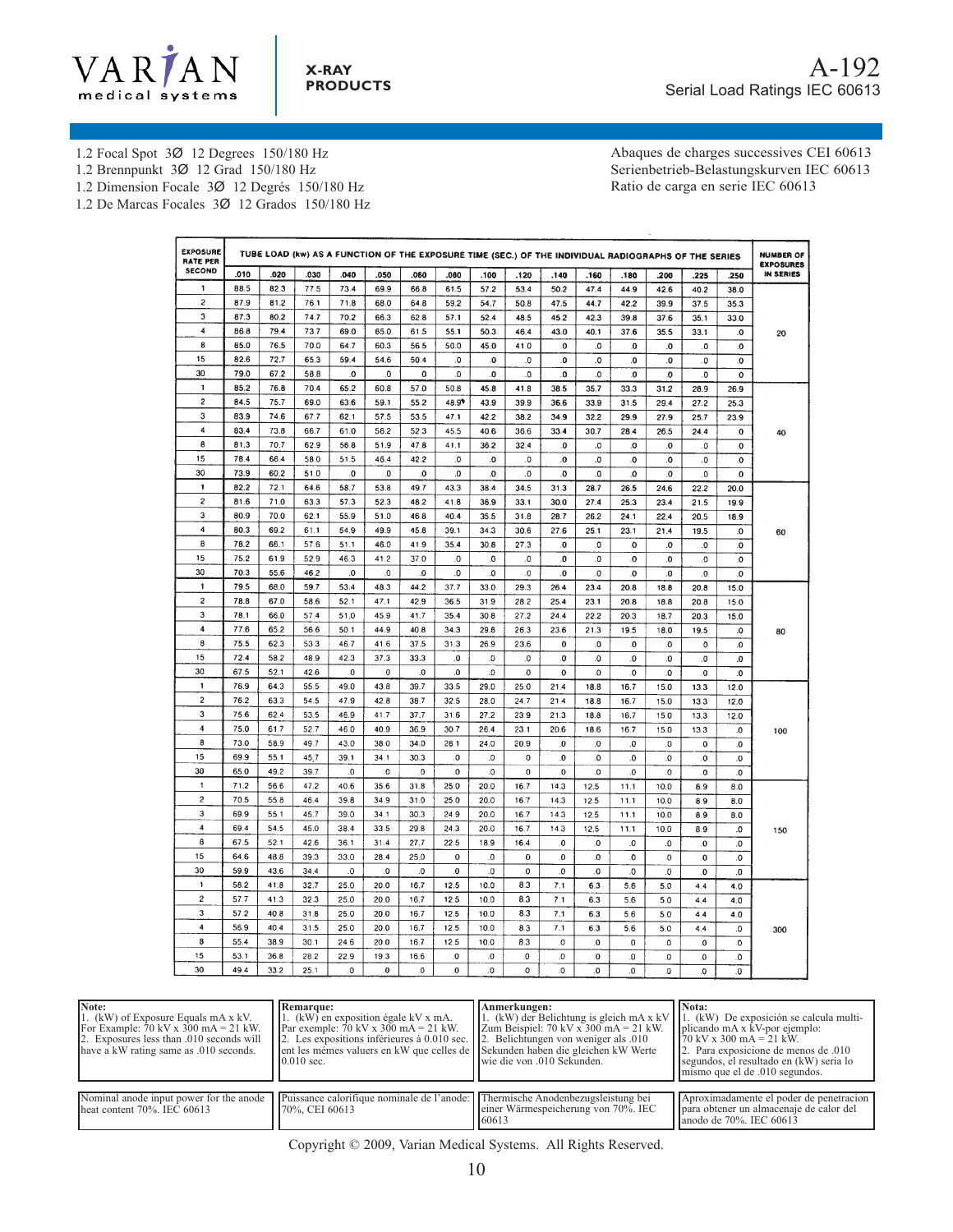# A-192

Serial Load Ratings IEC 60613

1.2 Focal Spot 3Ø 12 Degrees 150/180 Hz
1.2 Brennpunkt 3Ø 12 Grad 150/180 Hz
1.2 Dimension Focale 3Ø 12 Degrés 150/180 Hz
1.2 De Marcas Focales 3Ø 12 Grados 150/180 Hz

Abaques de charges successives CEI 60613
Serienbetrieb-Belastungskurven IEC 60613
Ratio de carga en serie IEC 60613

| EXPOSURE RATE PER SECOND | TUBE LOAD (kw) AS A FUNCTION OF THE EXPOSURE TIME (SEC.) OF THE INDIVIDUAL RADIOGRAPHS OF THE SERIES | | | | | | | | | | | | | | | NUMBER OF EXPOSURES IN SERIES |
|---|---|---|---|---|---|---|---|---|---|---|---|---|---|---|---|---|
| | .010 | .020 | .030 | .040 | .050 | .060 | .080 | .100 | .120 | .140 | .160 | .180 | .200 | .225 | .250 | |
| 1 | 88.5 | 82.3 | 77.5 | 73.4 | 69.9 | 66.8 | 61.5 | 57.2 | 53.4 | 50.2 | 47.4 | 44.9 | 42.6 | 40.2 | 38.0 | 20 |
| 2 | 87.9 | 81.2 | 76.1 | 71.8 | 68.0 | 64.8 | 59.2 | 54.7 | 50.8 | 47.5 | 44.7 | 42.2 | 39.9 | 37.5 | 35.3 | |
| 3 | 87.3 | 80.2 | 74.7 | 70.2 | 66.3 | 62.8 | 57.1 | 52.4 | 48.5 | 45.2 | 42.3 | 39.8 | 37.6 | 35.1 | 33.0 | |
| 4 | 86.8 | 79.4 | 73.7 | 69.0 | 65.0 | 61.5 | 55.1 | 50.3 | 46.4 | 43.0 | 40.1 | 37.6 | 35.5 | 33.1 | .0 | |
| 8 | 85.0 | 76.5 | 70.0 | 64.7 | 60.3 | 56.5 | 50.0 | 45.0 | 41.0 | .0 | .0 | .0 | .0 | .0 | .0 | |
| 15 | 82.6 | 72.7 | 65.3 | 59.4 | 54.6 | 50.4 | .0 | .0 | .0 | .0 | .0 | .0 | .0 | .0 | .0 | |
| 30 | 79.0 | 67.2 | 58.8 | .0 | .0 | .0 | .0 | .0 | .0 | .0 | .0 | .0 | .0 | .0 | .0 | |
| 1 | 85.2 | 76.8 | 70.4 | 65.2 | 60.8 | 57.0 | 50.8 | 45.8 | 41.8 | 38.5 | 35.7 | 33.3 | 31.2 | 28.9 | 26.9 | 40 |
| 2 | 84.5 | 75.7 | 69.0 | 63.6 | 59.1 | 55.2 | 48.9 | 43.9 | 39.9 | 36.6 | 33.9 | 31.5 | 29.4 | 27.2 | 25.3 | |
| 3 | 83.9 | 74.6 | 67.7 | 62.1 | 57.5 | 53.5 | 47.1 | 42.2 | 38.2 | 34.9 | 32.2 | 29.9 | 27.9 | 25.7 | 23.9 | |
| 4 | 83.4 | 73.8 | 66.7 | 61.0 | 56.2 | 52.3 | 45.5 | 40.6 | 36.6 | 33.4 | 30.7 | 28.4 | 26.5 | 24.4 | .0 | |
| 8 | 81.3 | 70.7 | 62.9 | 56.8 | 51.9 | 47.8 | 41.1 | 36.2 | 32.4 | .0 | .0 | .0 | .0 | .0 | .0 | |
| 15 | 78.4 | 66.4 | 58.0 | 51.5 | 46.4 | 42.2 | .0 | .0 | .0 | .0 | .0 | .0 | .0 | .0 | .0 | |
| 30 | 73.9 | 60.2 | 51.0 | .0 | .0 | .0 | .0 | .0 | .0 | .0 | .0 | .0 | .0 | .0 | .0 | |
| 1 | 82.2 | 72.1 | 64.6 | 58.7 | 53.8 | 49.7 | 43.3 | 38.4 | 34.5 | 31.3 | 28.7 | 26.5 | 24.6 | 22.2 | 20.0 | 60 |
| 2 | 81.6 | 71.0 | 63.3 | 57.3 | 52.3 | 48.2 | 41.8 | 36.9 | 33.1 | 30.0 | 27.4 | 25.3 | 23.4 | 21.5 | 19.9 | |
| 3 | 80.9 | 70.0 | 62.1 | 55.9 | 51.0 | 46.8 | 40.4 | 35.5 | 31.8 | 28.7 | 26.2 | 24.1 | 22.4 | 20.5 | 18.9 | |
| 4 | 80.3 | 69.2 | 61.1 | 54.9 | 49.9 | 45.8 | 39.1 | 34.3 | 30.6 | 27.6 | 25.1 | 23.1 | 21.4 | 19.5 | .0 | |
| 8 | 78.2 | 66.1 | 57.6 | 51.1 | 46.0 | 41.9 | 35.4 | 30.8 | 27.3 | .0 | .0 | .0 | .0 | .0 | .0 | |
| 15 | 75.2 | 61.9 | 52.9 | 46.3 | 41.2 | 37.0 | .0 | .0 | .0 | .0 | .0 | .0 | .0 | .0 | .0 | |
| 30 | 70.3 | 55.6 | 46.2 | .0 | .0 | .0 | .0 | .0 | .0 | .0 | .0 | .0 | .0 | .0 | .0 | |
| 1 | 79.5 | 68.0 | 59.7 | 53.4 | 48.3 | 44.2 | 37.7 | 33.0 | 29.3 | 26.4 | 23.4 | 20.8 | 18.8 | 20.8 | 15.0 | 80 |
| 2 | 78.8 | 67.0 | 58.6 | 52.1 | 47.1 | 42.9 | 36.5 | 31.9 | 28.2 | 25.4 | 23.1 | 20.8 | 18.8 | 20.8 | 15.0 | |
| 3 | 78.1 | 66.0 | 57.4 | 51.0 | 45.9 | 41.7 | 35.4 | 30.8 | 27.2 | 24.4 | 22.2 | 20.3 | 18.7 | 20.3 | 15.0 | |
| 4 | 77.6 | 65.2 | 56.6 | 50.1 | 44.9 | 40.8 | 34.3 | 29.8 | 26.3 | 23.6 | 21.3 | 19.5 | 18.0 | 19.5 | .0 | |
| 8 | 75.5 | 62.3 | 53.3 | 46.7 | 41.6 | 37.5 | 31.3 | 26.9 | 23.6 | .0 | .0 | .0 | .0 | .0 | .0 | |
| 15 | 72.4 | 58.2 | 48.9 | 42.3 | 37.3 | 33.3 | .0 | .0 | .0 | .0 | .0 | .0 | .0 | .0 | .0 | |
| 30 | 67.5 | 52.1 | 42.6 | .0 | .0 | .0 | .0 | .0 | .0 | .0 | .0 | .0 | .0 | .0 | .0 | |
| 1 | 76.9 | 64.3 | 55.5 | 49.0 | 43.8 | 39.7 | 33.5 | 29.0 | 25.0 | 21.4 | 18.8 | 16.7 | 15.0 | 13.3 | 12.0 | 100 |
| 2 | 76.2 | 63.3 | 54.5 | 47.9 | 42.8 | 38.7 | 32.5 | 28.0 | 24.7 | 21.4 | 18.8 | 16.7 | 15.0 | 13.3 | 12.0 | |
| 3 | 75.6 | 62.4 | 53.5 | 46.9 | 41.7 | 37.7 | 31.6 | 27.2 | 23.9 | 21.3 | 18.8 | 16.7 | 15.0 | 13.3 | 12.0 | |
| 4 | 75.0 | 61.7 | 52.7 | 46.0 | 40.9 | 36.9 | 30.7 | 26.4 | 23.1 | 20.6 | 18.6 | 16.7 | 15.0 | 13.3 | .0 | |
| 8 | 73.0 | 58.9 | 49.7 | 43.0 | 38.0 | 34.0 | 28.1 | 24.0 | 20.9 | .0 | .0 | .0 | .0 | .0 | .0 | |
| 15 | 69.9 | 55.1 | 45.7 | 39.1 | 34.1 | 30.3 | .0 | .0 | .0 | .0 | .0 | .0 | .0 | .0 | .0 | |
| 30 | 65.0 | 49.2 | 39.7 | .0 | .0 | .0 | .0 | .0 | .0 | .0 | .0 | .0 | .0 | .0 | .0 | |
| 1 | 71.2 | 56.6 | 47.2 | 40.6 | 35.6 | 31.8 | 25.0 | 20.0 | 16.7 | 14.3 | 12.5 | 11.1 | 10.0 | 8.9 | 8.0 | 150 |
| 2 | 70.5 | 55.8 | 46.4 | 39.8 | 34.9 | 31.0 | 25.0 | 20.0 | 16.7 | 14.3 | 12.5 | 11.1 | 10.0 | 8.9 | 8.0 | |
| 3 | 69.9 | 55.1 | 45.7 | 39.0 | 34.1 | 30.3 | 24.9 | 20.0 | 16.7 | 14.3 | 12.5 | 11.1 | 10.0 | 8.9 | 8.0 | |
| 4 | 69.4 | 54.5 | 45.0 | 38.4 | 33.5 | 29.8 | 24.3 | 20.0 | 16.7 | 14.3 | 12.5 | 11.1 | 10.0 | 8.9 | .0 | |
| 8 | 67.5 | 52.1 | 42.6 | 36.1 | 31.4 | 27.7 | 22.5 | 18.9 | 16.4 | .0 | .0 | .0 | .0 | .0 | .0 | |
| 15 | 64.6 | 48.8 | 39.3 | 33.0 | 28.4 | 25.0 | .0 | .0 | .0 | .0 | .0 | .0 | .0 | .0 | .0 | |
| 30 | 59.9 | 43.6 | 34.4 | .0 | .0 | .0 | .0 | .0 | .0 | .0 | .0 | .0 | .0 | .0 | .0 | |
| 1 | 58.2 | 41.8 | 32.7 | 25.0 | 20.0 | 16.7 | 12.5 | 10.0 | 8.3 | 7.1 | 6.3 | 5.6 | 5.0 | 4.4 | 4.0 | 300 |
| 2 | 57.7 | 41.3 | 32.3 | 25.0 | 20.0 | 16.7 | 12.5 | 10.0 | 8.3 | 7.1 | 6.3 | 5.6 | 5.0 | 4.4 | 4.0 | |
| 3 | 57.2 | 40.8 | 31.8 | 25.0 | 20.0 | 16.7 | 12.5 | 10.0 | 8.3 | 7.1 | 6.3 | 5.6 | 5.0 | 4.4 | 4.0 | |
| 4 | 56.9 | 40.4 | 31.5 | 25.0 | 20.0 | 16.7 | 12.5 | 10.0 | 8.3 | 7.1 | 6.3 | 5.6 | 5.0 | 4.4 | .0 | |
| 8 | 55.4 | 38.9 | 30.1 | 24.6 | 20.0 | 16.7 | 12.5 | 10.0 | 8.3 | .0 | .0 | .0 | .0 | .0 | .0 | |
| 15 | 53.1 | 36.8 | 28.2 | 22.9 | 19.3 | 16.6 | .0 | .0 | .0 | .0 | .0 | .0 | .0 | .0 | .0 | |
| 30 | 49.4 | 33.2 | 25.1 | .0 | .0 | .0 | .0 | .0 | .0 | .0 | .0 | .0 | .0 | .0 | .0 | |

| Note: | Remarque: | Anmerkungen: | Nota: |
|---|---|---|---|
| 1. (kW) of Exposure Equals mA x kV. For Example: 70 kV x 300 mA = 21 kW. 2. Exposures less than .010 seconds will have a kW rating same as .010 seconds. | 1. (kW) en exposition égale kV x mA. Par exemple: 70 kV x 300 mA = 21 kW. 2. Les expositions inférieures à 0.010 sec. ent les mémes valuers en kW que celles de 0.010 sec. | 1. (kW) der Belichtung is gleich mA x kV Zum Beispiel: 70 kV x 300 mA = 21 kW. 2. Belichtungen von weniger als .010 Sekunden haben die gleichen kW Werte wie die von .010 Sekunden. | 1. (kW) De exposición se calcula multiplicando mA x kV-por ejemplo: 70 kV x 300 mA = 21 kW. 2. Para exposicione de menos de .010 segundos, el resultado en (kW) seria lo mismo que el de .010 segundos. |

| | | | |
|---|---|---|---|
| Nominal anode input power for the anode heat content 70%. IEC 60613 | Puissance calorifique nominale de l'anode: 70%, CEI 60613 | Thermische Anodenbezugsleistung bei einer Wärmespeicherung von 70%. IEC 60613 | Aproximadamente el poder de penetracion para obtener un almacenaje de calor del anodo de 70%. IEC 60613 |

Copyright © 2009, Varian Medical Systems. All Rights Reserved.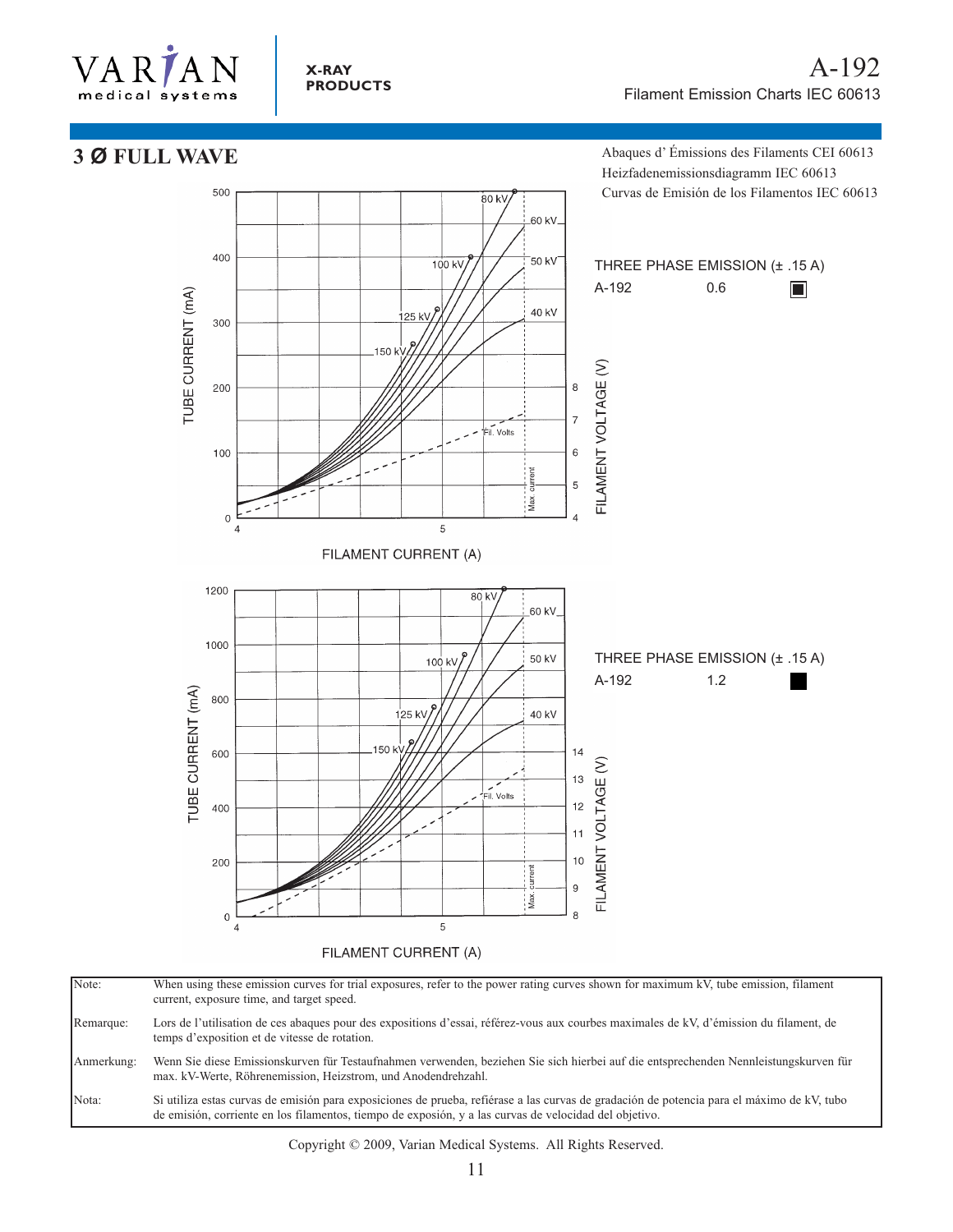# A-192

Filament Emission Charts IEC 60613

Abaques d' Émissions des Filaments CEI 60613
Heizfademenissionsdiagramm IEC 60613
Curvas de Emisión de los Filamentos IEC 60613

## 3 Ø FULL WAVE

THREE PHASE EMISSION (± .15 A)

A-192 0.6

THREE PHASE EMISSION (± .15 A)

A-192 1.2

| | |
|---|---|
| Note: | When using these emission curves for trial exposures, refer to the power rating curves shown for maximum kV, tube emission, filament current, exposure time, and target speed. |
| Remarque: | Lors de l'utilisation de ces abaques pour des expositions d'essai, référez-vous aux courbes maximales de kV, d'émission du filament, de temps d'exposition et de vitesse de rotation. |
| Anmerkung: | Wenn Sie diese Emissionskurven für Testaufnahmen verwenden, beziehen Sie sich hierbei auf die entsprechenden Nennleistungskurven für max. kV-Werte, Röhrenemission, Heizstrom, und Anodendrehzahl. |
| Nota: | Si utiliza estas curvas de emisión para exposiciones de prueba, refiérase a las curvas de gradación de potencia para el máximo de kV, tubo de emisión, corriente en los filamentos, tiempo de exposión, y a las curvas de velocidad del objetivo. |

Copyright © 2009, Varian Medical Systems. All Rights Reserved.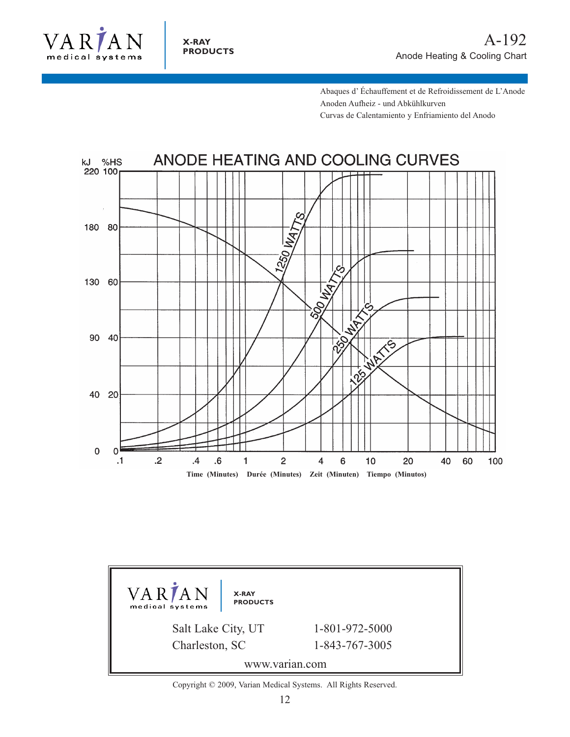VARIAN medical systems

X-RAY PRODUCTS

# A-192

Anode Heating & Cooling Chart

Abaques d' Échauffement et de Refroidissement de L'Anode
Anoden Aufheiz - und Abkühlkurven
Curvas de Calentamiento y Enfriamiento del Anodo

## ANODE HEATING AND COOLING CURVES

kJ %HS
220 100
180 80
130 60
90 40
40 20
0 0

1250 WATTS
500 WATTS
250 WATTS
125 WATTS

.1 .2 .4 .6 1 2 4 6 10 20 40 60 100

Time (Minutes) Durée (Minutes) Zeit (Minuten) Tiempo (Minutos)

VARIAN medical systems

X-RAY PRODUCTS

| | |
|---|---|
| Salt Lake City, UT | 1-801-972-5000 |
| Charleston, SC | 1-843-767-3005 |

www.varian.com

Copyright © 2009, Varian Medical Systems. All Rights Reserved.